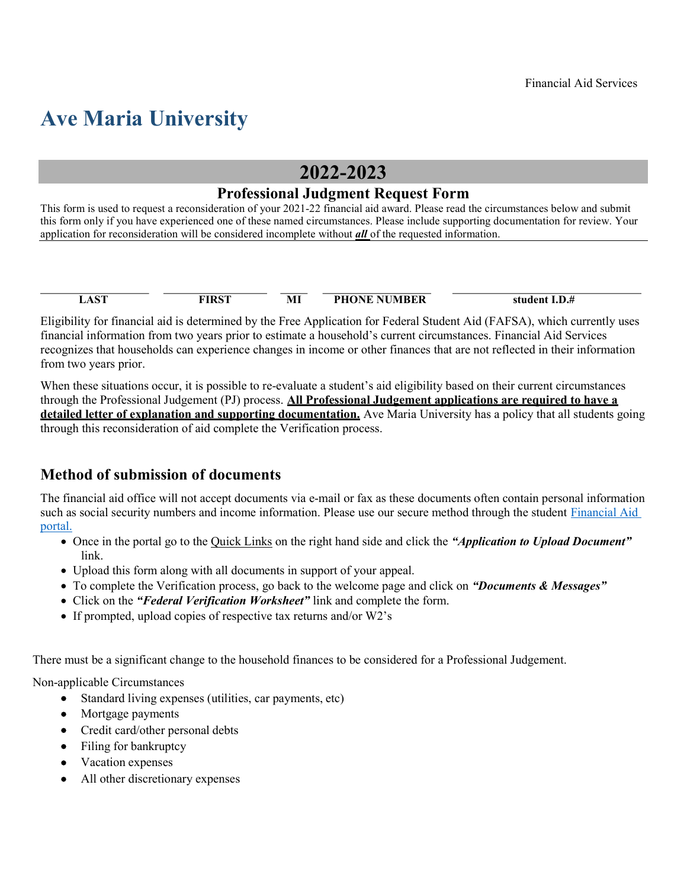Financial Aid Services

# Ave Maria University

## 2022-2023

### Professional Judgment Request Form

This form is used to request a reconsideration of your 2021-22 financial aid award. Please read the circumstances below and submit this form only if you have experienced one of these named circumstances. Please include supporting documentation for review. Your application for reconsideration will be considered incomplete without ***all*** of the requested information.

| LAST | FIRST | MI | PHONE NUMBER | student I.D.# |
|---|---|---|---|---|

Eligibility for financial aid is determined by the Free Application for Federal Student Aid (FAFSA), which currently uses financial information from two years prior to estimate a household's current circumstances. Financial Aid Services recognizes that households can experience changes in income or other finances that are not reflected in their information from two years prior.

When these situations occur, it is possible to re-evaluate a student's aid eligibility based on their current circumstances through the Professional Judgement (PJ) process. **All Professional Judgement applications are required to have a detailed letter of explanation and supporting documentation.** Ave Maria University has a policy that all students going through this reconsideration of aid complete the Verification process.

## Method of submission of documents

The financial aid office will not accept documents via e-mail or fax as these documents often contain personal information such as social security numbers and income information. Please use our secure method through the student Financial Aid portal.

- Once in the portal go to the Quick Links on the right hand side and click the ***"Application to Upload Document"*** link.
- Upload this form along with all documents in support of your appeal.
- To complete the Verification process, go back to the welcome page and click on ***"Documents & Messages"***
- Click on the ***"Federal Verification Worksheet"*** link and complete the form.
- If prompted, upload copies of respective tax returns and/or W2's

There must be a significant change to the household finances to be considered for a Professional Judgement.

Non-applicable Circumstances

- Standard living expenses (utilities, car payments, etc)
- Mortgage payments
- Credit card/other personal debts
- Filing for bankruptcy
- Vacation expenses
- All other discretionary expenses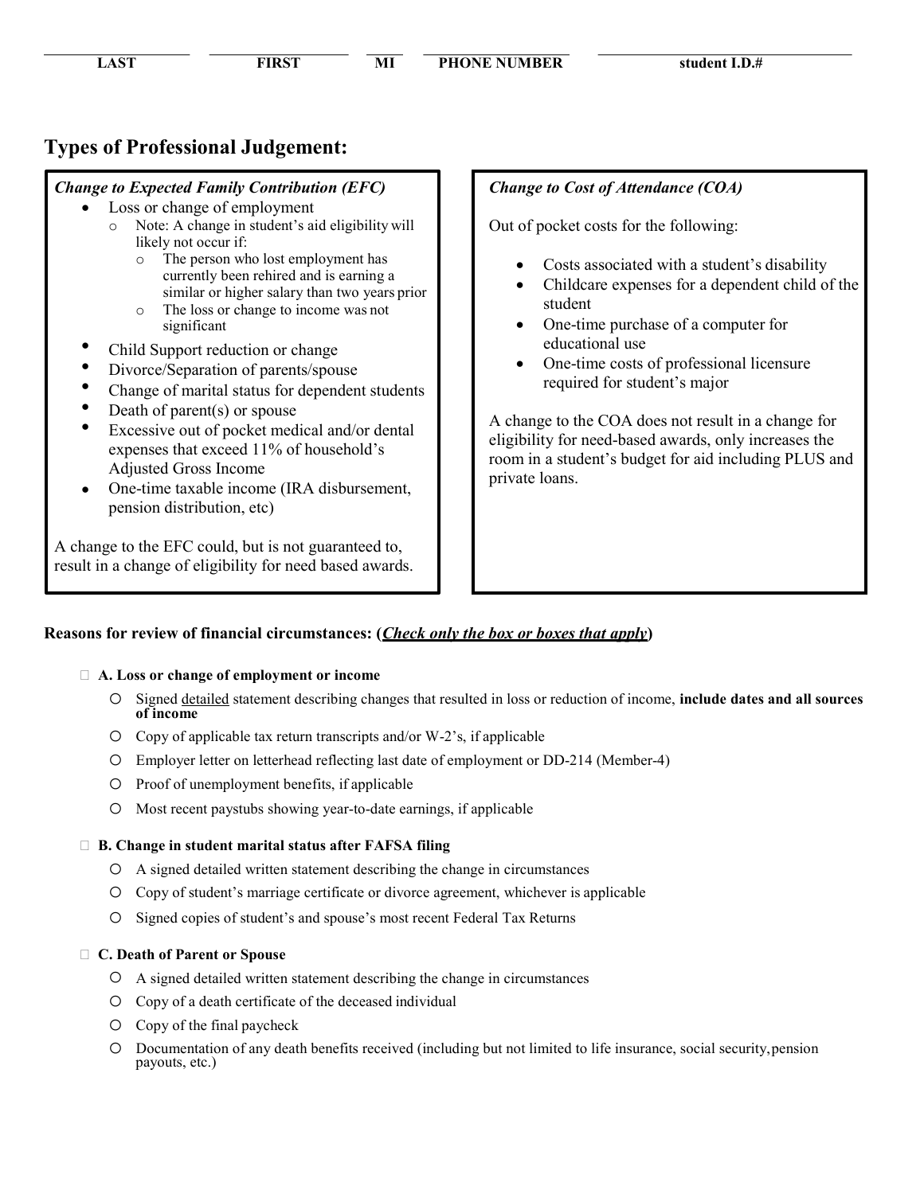| LAST | FIRST | MI | PHONE NUMBER | student I.D.# |
|---|---|---|---|---|

## Types of Professional Judgement:

***Change to Expected Family Contribution (EFC)***

- Loss or change of employment
  - Note: A change in student's aid eligibility will likely not occur if:
    - The person who lost employment has currently been rehired and is earning a similar or higher salary than two years prior
    - The loss or change to income was not significant
- Child Support reduction or change
- Divorce/Separation of parents/spouse
- Change of marital status for dependent students
- Death of parent(s) or spouse
- Excessive out of pocket medical and/or dental expenses that exceed 11% of household's Adjusted Gross Income
- One-time taxable income (IRA disbursement, pension distribution, etc)

A change to the EFC could, but is not guaranteed to, result in a change of eligibility for need based awards.

***Change to Cost of Attendance (COA)***

Out of pocket costs for the following:

- Costs associated with a student's disability
- Childcare expenses for a dependent child of the student
- One-time purchase of a computer for educational use
- One-time costs of professional licensure required for student's major

A change to the COA does not result in a change for eligibility for need-based awards, only increases the room in a student's budget for aid including PLUS and private loans.

**Reasons for review of financial circumstances: (*Check only the box or boxes that apply*)**

- ☐ **A. Loss or change of employment or income**
  - Signed detailed statement describing changes that resulted in loss or reduction of income, **include dates and all sources of income**
  - Copy of applicable tax return transcripts and/or W-2's, if applicable
  - Employer letter on letterhead reflecting last date of employment or DD-214 (Member-4)
  - Proof of unemployment benefits, if applicable
  - Most recent paystubs showing year-to-date earnings, if applicable

- ☐ **B. Change in student marital status after FAFSA filing**
  - A signed detailed written statement describing the change in circumstances
  - Copy of student's marriage certificate or divorce agreement, whichever is applicable
  - Signed copies of student's and spouse's most recent Federal Tax Returns

- ☐ **C. Death of Parent or Spouse**
  - A signed detailed written statement describing the change in circumstances
  - Copy of a death certificate of the deceased individual
  - Copy of the final paycheck
  - Documentation of any death benefits received (including but not limited to life insurance, social security, pension payouts, etc.)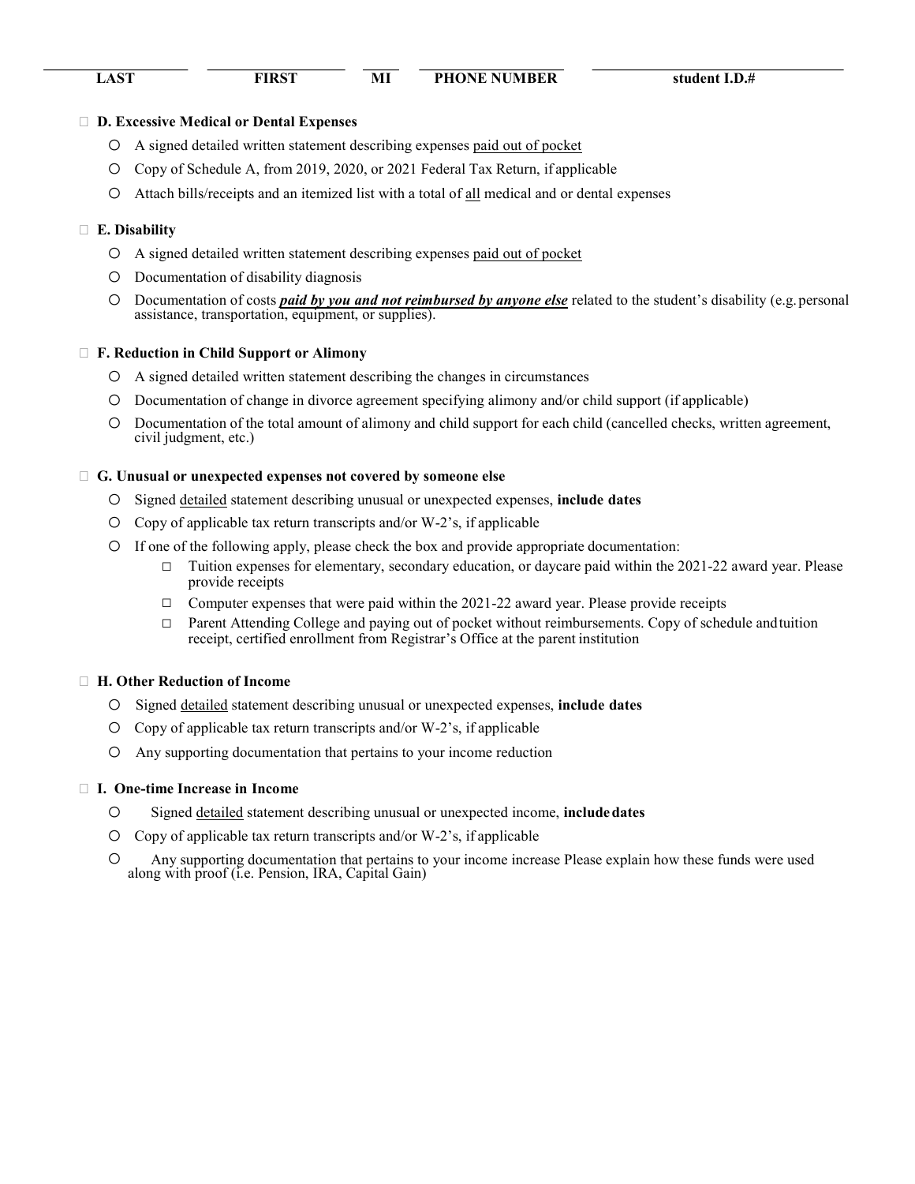| LAST | FIRST | MI | PHONE NUMBER | student I.D.# |
|---|---|---|---|---|

☐ **D. Excessive Medical or Dental Expenses**

- A signed detailed written statement describing expenses paid out of pocket
- Copy of Schedule A, from 2019, 2020, or 2021 Federal Tax Return, if applicable
- Attach bills/receipts and an itemized list with a total of all medical and or dental expenses

☐ **E. Disability**

- A signed detailed written statement describing expenses paid out of pocket
- Documentation of disability diagnosis
- Documentation of costs ***paid by you and not reimbursed by anyone else*** related to the student's disability (e.g. personal assistance, transportation, equipment, or supplies).

☐ **F. Reduction in Child Support or Alimony**

- A signed detailed written statement describing the changes in circumstances
- Documentation of change in divorce agreement specifying alimony and/or child support (if applicable)
- Documentation of the total amount of alimony and child support for each child (cancelled checks, written agreement, civil judgment, etc.)

☐ **G. Unusual or unexpected expenses not covered by someone else**

- Signed detailed statement describing unusual or unexpected expenses, **include dates**
- Copy of applicable tax return transcripts and/or W-2's, if applicable
- If one of the following apply, please check the box and provide appropriate documentation:
  - ☐ Tuition expenses for elementary, secondary education, or daycare paid within the 2021-22 award year. Please provide receipts
  - ☐ Computer expenses that were paid within the 2021-22 award year. Please provide receipts
  - ☐ Parent Attending College and paying out of pocket without reimbursements. Copy of schedule and tuition receipt, certified enrollment from Registrar's Office at the parent institution

☐ **H. Other Reduction of Income**

- Signed detailed statement describing unusual or unexpected expenses, **include dates**
- Copy of applicable tax return transcripts and/or W-2's, if applicable
- Any supporting documentation that pertains to your income reduction

☐ **I. One-time Increase in Income**

- Signed detailed statement describing unusual or unexpected income, **include dates**
- Copy of applicable tax return transcripts and/or W-2's, if applicable
- Any supporting documentation that pertains to your income increase Please explain how these funds were used along with proof (i.e. Pension, IRA, Capital Gain)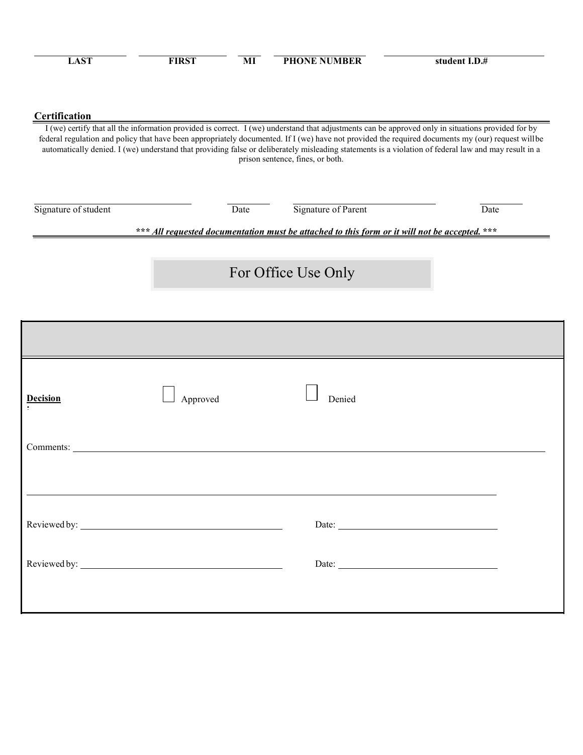| LAST | FIRST | MI | PHONE NUMBER | student I.D.# |
|---|---|---|---|---|

**Certification**

I (we) certify that all the information provided is correct. I (we) understand that adjustments can be approved only in situations provided for by federal regulation and policy that have been appropriately documented. If I (we) have not provided the required documents my (our) request will be automatically denied. I (we) understand that providing false or deliberately misleading statements is a violation of federal law and may result in a prison sentence, fines, or both.

| Signature of student | Date | Signature of Parent | Date |
|---|---|---|---|

***\*\*\* All requested documentation must be attached to this form or it will not be accepted. \*\*\****

## For Office Use Only

**Decision:** ☐ Approved ☐ Denied

Comments: ______________________________________________

______________________________________________

Reviewed by: ______________________ Date: ______________________

Reviewed by: ______________________ Date: ______________________